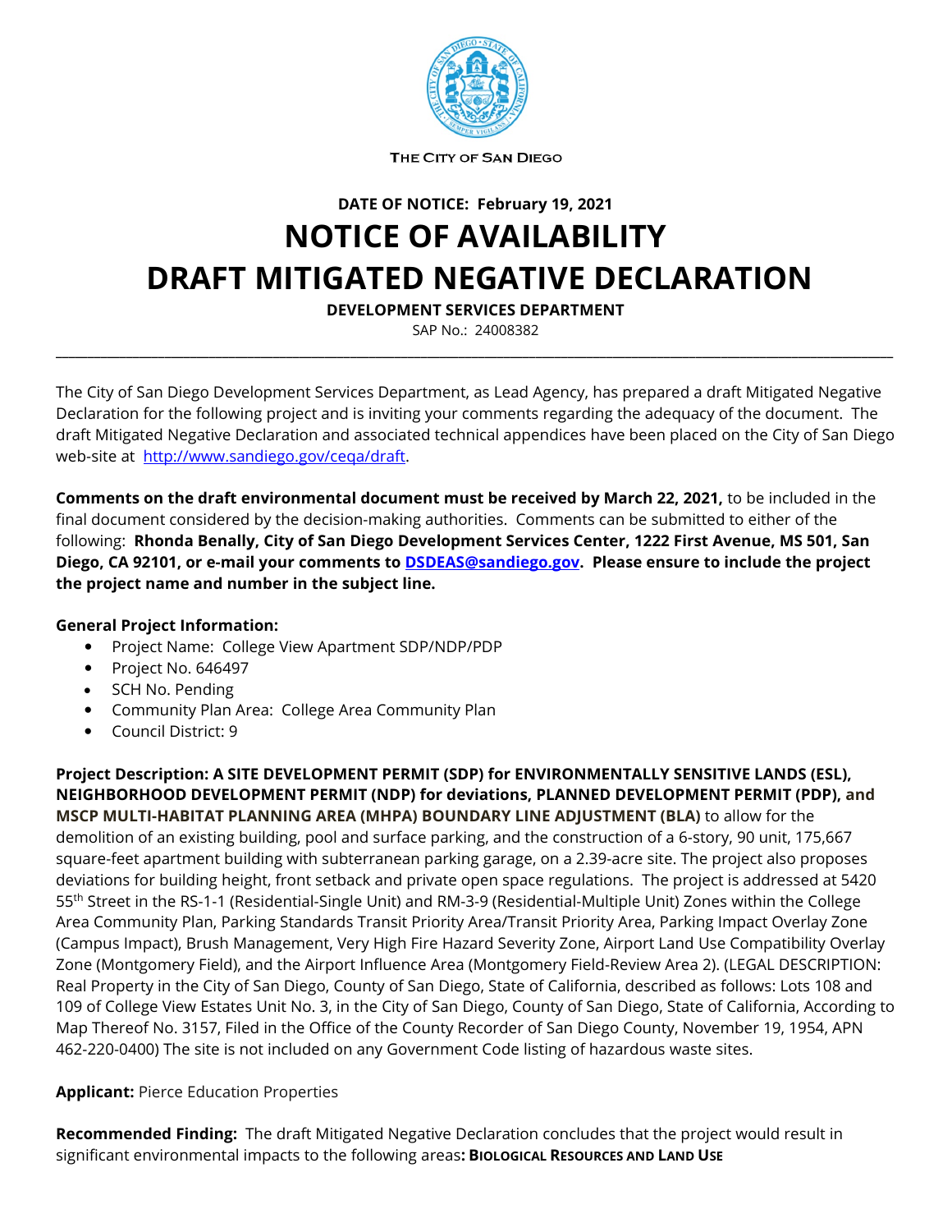THE CITY OF SAN DIEGO

**DATE OF NOTICE: February 19, 2021**

# NOTICE OF AVAILABILITY
# DRAFT MITIGATED NEGATIVE DECLARATION

**DEVELOPMENT SERVICES DEPARTMENT**

SAP No.: 24008382

---

The City of San Diego Development Services Department, as Lead Agency, has prepared a draft Mitigated Negative Declaration for the following project and is inviting your comments regarding the adequacy of the document. The draft Mitigated Negative Declaration and associated technical appendices have been placed on the City of San Diego web-site at [http://www.sandiego.gov/ceqa/draft](http://www.sandiego.gov/ceqa/draft).

**Comments on the draft environmental document must be received by March 22, 2021,** to be included in the final document considered by the decision-making authorities. Comments can be submitted to either of the following: **Rhonda Benally, City of San Diego Development Services Center, 1222 First Avenue, MS 501, San Diego, CA 92101, or e-mail your comments to [DSDEAS@sandiego.gov](mailto:DSDEAS@sandiego.gov). Please ensure to include the project the project name and number in the subject line.**

**General Project Information:**

- Project Name: College View Apartment SDP/NDP/PDP
- Project No. 646497
- SCH No. Pending
- Community Plan Area: College Area Community Plan
- Council District: 9

**Project Description: A SITE DEVELOPMENT PERMIT (SDP) for ENVIRONMENTALLY SENSITIVE LANDS (ESL), NEIGHBORHOOD DEVELOPMENT PERMIT (NDP) for deviations, PLANNED DEVELOPMENT PERMIT (PDP), and MSCP MULTI-HABITAT PLANNING AREA (MHPA) BOUNDARY LINE ADJUSTMENT (BLA)** to allow for the demolition of an existing building, pool and surface parking, and the construction of a 6-story, 90 unit, 175,667 square-feet apartment building with subterranean parking garage, on a 2.39-acre site. The project also proposes deviations for building height, front setback and private open space regulations. The project is addressed at 5420 55th Street in the RS-1-1 (Residential-Single Unit) and RM-3-9 (Residential-Multiple Unit) Zones within the College Area Community Plan, Parking Standards Transit Priority Area/Transit Priority Area, Parking Impact Overlay Zone (Campus Impact), Brush Management, Very High Fire Hazard Severity Zone, Airport Land Use Compatibility Overlay Zone (Montgomery Field), and the Airport Influence Area (Montgomery Field-Review Area 2). (LEGAL DESCRIPTION: Real Property in the City of San Diego, County of San Diego, State of California, described as follows: Lots 108 and 109 of College View Estates Unit No. 3, in the City of San Diego, County of San Diego, State of California, According to Map Thereof No. 3157, Filed in the Office of the County Recorder of San Diego County, November 19, 1954, APN 462-220-0400) The site is not included on any Government Code listing of hazardous waste sites.

**Applicant:** Pierce Education Properties

**Recommended Finding:** The draft Mitigated Negative Declaration concludes that the project would result in significant environmental impacts to the following areas**: BIOLOGICAL RESOURCES AND LAND USE**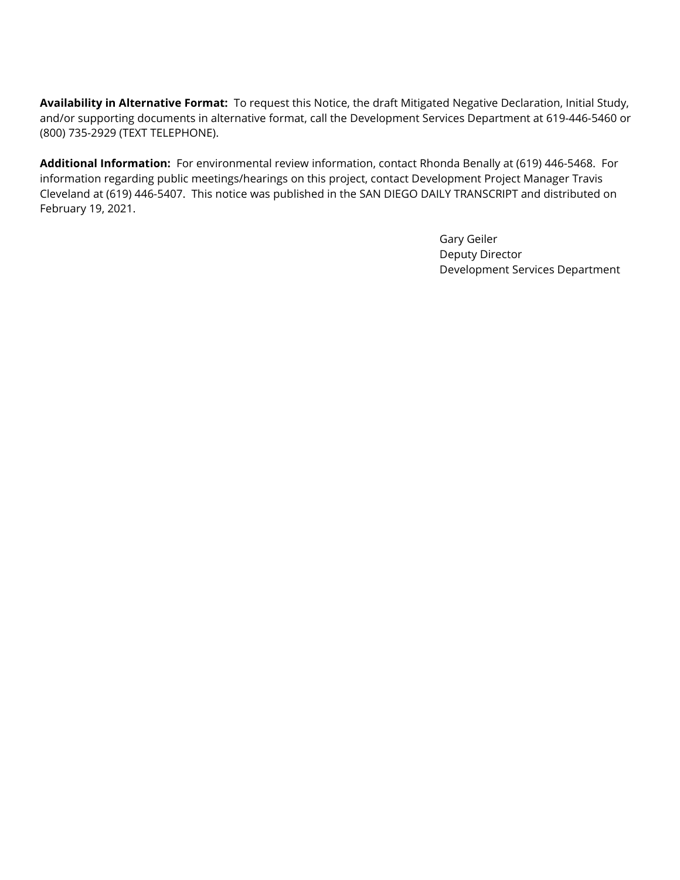**Availability in Alternative Format:** To request this Notice, the draft Mitigated Negative Declaration, Initial Study, and/or supporting documents in alternative format, call the Development Services Department at 619-446-5460 or (800) 735-2929 (TEXT TELEPHONE).

**Additional Information:** For environmental review information, contact Rhonda Benally at (619) 446-5468. For information regarding public meetings/hearings on this project, contact Development Project Manager Travis Cleveland at (619) 446-5407. This notice was published in the SAN DIEGO DAILY TRANSCRIPT and distributed on February 19, 2021.

Gary Geiler
Deputy Director
Development Services Department